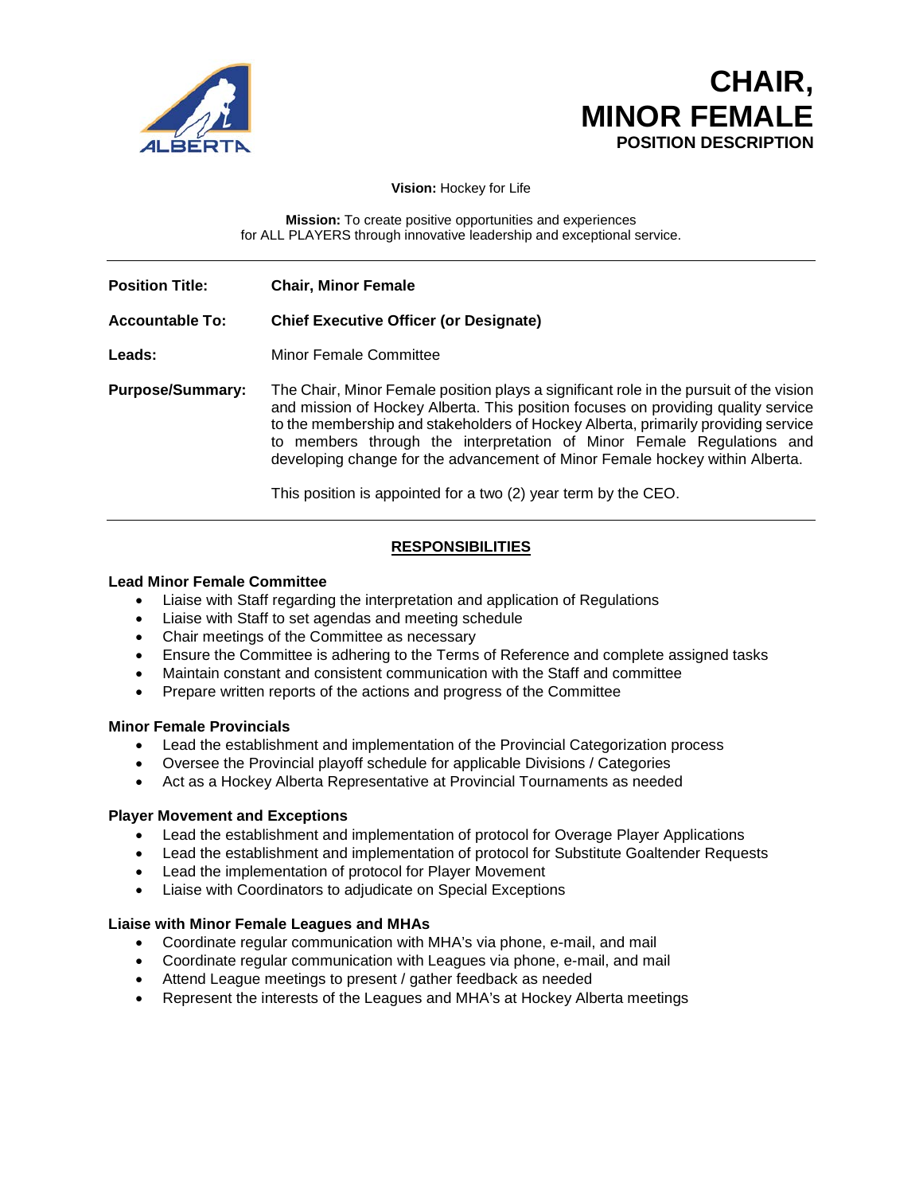# CHAIR, MINOR FEMALE

**POSITION DESCRIPTION**

**Vision:** Hockey for Life

**Mission:** To create positive opportunities and experiences for ALL PLAYERS through innovative leadership and exceptional service.

---

**Position Title:** **Chair, Minor Female**

**Accountable To:** **Chief Executive Officer (or Designate)**

**Leads:** Minor Female Committee

**Purpose/Summary:** The Chair, Minor Female position plays a significant role in the pursuit of the vision and mission of Hockey Alberta. This position focuses on providing quality service to the membership and stakeholders of Hockey Alberta, primarily providing service to members through the interpretation of Minor Female Regulations and developing change for the advancement of Minor Female hockey within Alberta.

This position is appointed for a two (2) year term by the CEO.

---

## RESPONSIBILITIES

### Lead Minor Female Committee

- Liaise with Staff regarding the interpretation and application of Regulations
- Liaise with Staff to set agendas and meeting schedule
- Chair meetings of the Committee as necessary
- Ensure the Committee is adhering to the Terms of Reference and complete assigned tasks
- Maintain constant and consistent communication with the Staff and committee
- Prepare written reports of the actions and progress of the Committee

### Minor Female Provincials

- Lead the establishment and implementation of the Provincial Categorization process
- Oversee the Provincial playoff schedule for applicable Divisions / Categories
- Act as a Hockey Alberta Representative at Provincial Tournaments as needed

### Player Movement and Exceptions

- Lead the establishment and implementation of protocol for Overage Player Applications
- Lead the establishment and implementation of protocol for Substitute Goaltender Requests
- Lead the implementation of protocol for Player Movement
- Liaise with Coordinators to adjudicate on Special Exceptions

### Liaise with Minor Female Leagues and MHAs

- Coordinate regular communication with MHA's via phone, e-mail, and mail
- Coordinate regular communication with Leagues via phone, e-mail, and mail
- Attend League meetings to present / gather feedback as needed
- Represent the interests of the Leagues and MHA's at Hockey Alberta meetings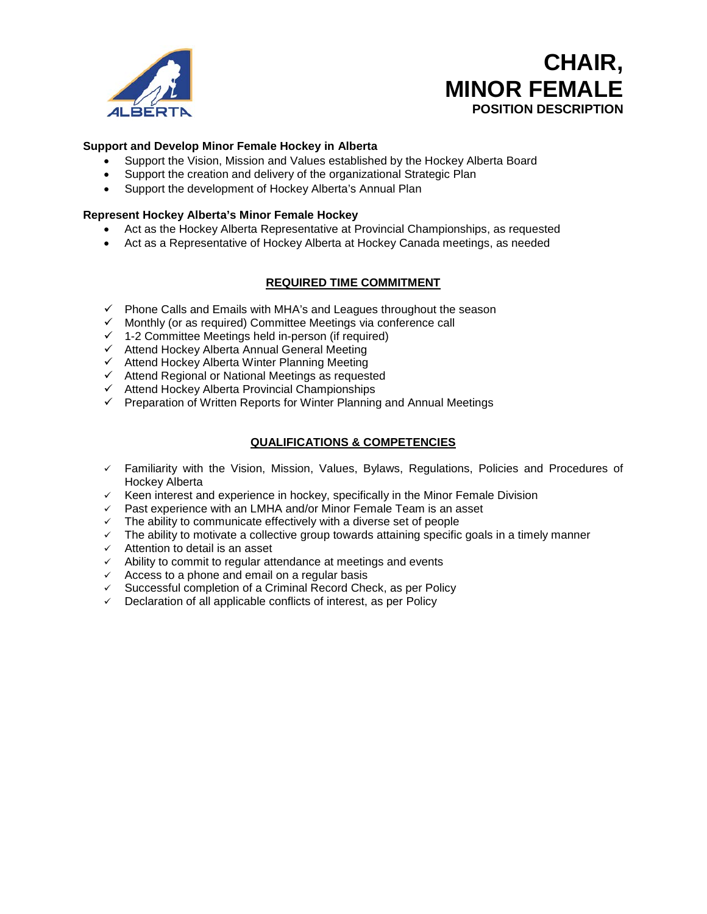# CHAIR, MINOR FEMALE

**POSITION DESCRIPTION**

**Support and Develop Minor Female Hockey in Alberta**

- Support the Vision, Mission and Values established by the Hockey Alberta Board
- Support the creation and delivery of the organizational Strategic Plan
- Support the development of Hockey Alberta's Annual Plan

**Represent Hockey Alberta's Minor Female Hockey**

- Act as the Hockey Alberta Representative at Provincial Championships, as requested
- Act as a Representative of Hockey Alberta at Hockey Canada meetings, as needed

## REQUIRED TIME COMMITMENT

- ✓ Phone Calls and Emails with MHA's and Leagues throughout the season
- ✓ Monthly (or as required) Committee Meetings via conference call
- ✓ 1-2 Committee Meetings held in-person (if required)
- ✓ Attend Hockey Alberta Annual General Meeting
- ✓ Attend Hockey Alberta Winter Planning Meeting
- ✓ Attend Regional or National Meetings as requested
- ✓ Attend Hockey Alberta Provincial Championships
- ✓ Preparation of Written Reports for Winter Planning and Annual Meetings

## QUALIFICATIONS & COMPETENCIES

- ✓ Familiarity with the Vision, Mission, Values, Bylaws, Regulations, Policies and Procedures of Hockey Alberta
- ✓ Keen interest and experience in hockey, specifically in the Minor Female Division
- ✓ Past experience with an LMHA and/or Minor Female Team is an asset
- ✓ The ability to communicate effectively with a diverse set of people
- ✓ The ability to motivate a collective group towards attaining specific goals in a timely manner
- ✓ Attention to detail is an asset
- ✓ Ability to commit to regular attendance at meetings and events
- ✓ Access to a phone and email on a regular basis
- ✓ Successful completion of a Criminal Record Check, as per Policy
- ✓ Declaration of all applicable conflicts of interest, as per Policy